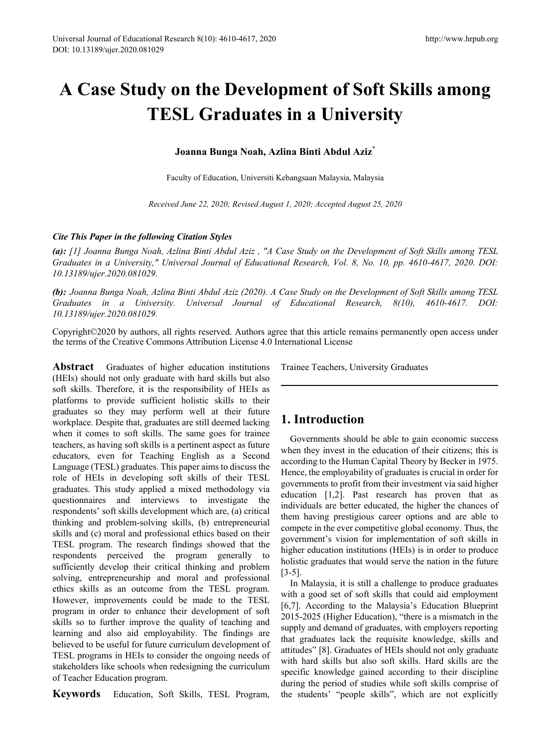# A Case Study on the Development of Soft Skills among TESL Graduates in a University

**Joanna Bunga Noah, Azlina Binti Abdul Aziz***

Faculty of Education, Universiti Kebangsaan Malaysia, Malaysia

*Received June 22, 2020; Revised August 1, 2020; Accepted August 25, 2020*

***Cite This Paper in the following Citation Styles***

***(a):*** *[1] Joanna Bunga Noah, Azlina Binti Abdul Aziz , "A Case Study on the Development of Soft Skills among TESL Graduates in a University," Universal Journal of Educational Research, Vol. 8, No. 10, pp. 4610-4617, 2020. DOI: 10.13189/ujer.2020.081029.*

***(b):*** *Joanna Bunga Noah, Azlina Binti Abdul Aziz (2020). A Case Study on the Development of Soft Skills among TESL Graduates in a University. Universal Journal of Educational Research, 8(10), 4610-4617. DOI: 10.13189/ujer.2020.081029.*

Copyright©2020 by authors, all rights reserved. Authors agree that this article remains permanently open access under the terms of the Creative Commons Attribution License 4.0 International License

**Abstract** Graduates of higher education institutions (HEIs) should not only graduate with hard skills but also soft skills. Therefore, it is the responsibility of HEIs as platforms to provide sufficient holistic skills to their graduates so they may perform well at their future workplace. Despite that, graduates are still deemed lacking when it comes to soft skills. The same goes for trainee teachers, as having soft skills is a pertinent aspect as future educators, even for Teaching English as a Second Language (TESL) graduates. This paper aims to discuss the role of HEIs in developing soft skills of their TESL graduates. This study applied a mixed methodology via questionnaires and interviews to investigate the respondents' soft skills development which are, (a) critical thinking and problem-solving skills, (b) entrepreneurial skills and (c) moral and professional ethics based on their TESL program. The research findings showed that the respondents perceived the program generally to sufficiently develop their critical thinking and problem solving, entrepreneurship and moral and professional ethics skills as an outcome from the TESL program. However, improvements could be made to the TESL program in order to enhance their development of soft skills so to further improve the quality of teaching and learning and also aid employability. The findings are believed to be useful for future curriculum development of TESL programs in HEIs to consider the ongoing needs of stakeholders like schools when redesigning the curriculum of Teacher Education program.

**Keywords** Education, Soft Skills, TESL Program, Trainee Teachers, University Graduates

## 1. Introduction

Governments should be able to gain economic success when they invest in the education of their citizens; this is according to the Human Capital Theory by Becker in 1975. Hence, the employability of graduates is crucial in order for governments to profit from their investment via said higher education [1,2]. Past research has proven that as individuals are better educated, the higher the chances of them having prestigious career options and are able to compete in the ever competitive global economy. Thus, the government's vision for implementation of soft skills in higher education institutions (HEIs) is in order to produce holistic graduates that would serve the nation in the future [3-5].

In Malaysia, it is still a challenge to produce graduates with a good set of soft skills that could aid employment [6,7]. According to the Malaysia's Education Blueprint 2015-2025 (Higher Education), "there is a mismatch in the supply and demand of graduates, with employers reporting that graduates lack the requisite knowledge, skills and attitudes" [8]. Graduates of HEIs should not only graduate with hard skills but also soft skills. Hard skills are the specific knowledge gained according to their discipline during the period of studies while soft skills comprise of the students' "people skills", which are not explicitly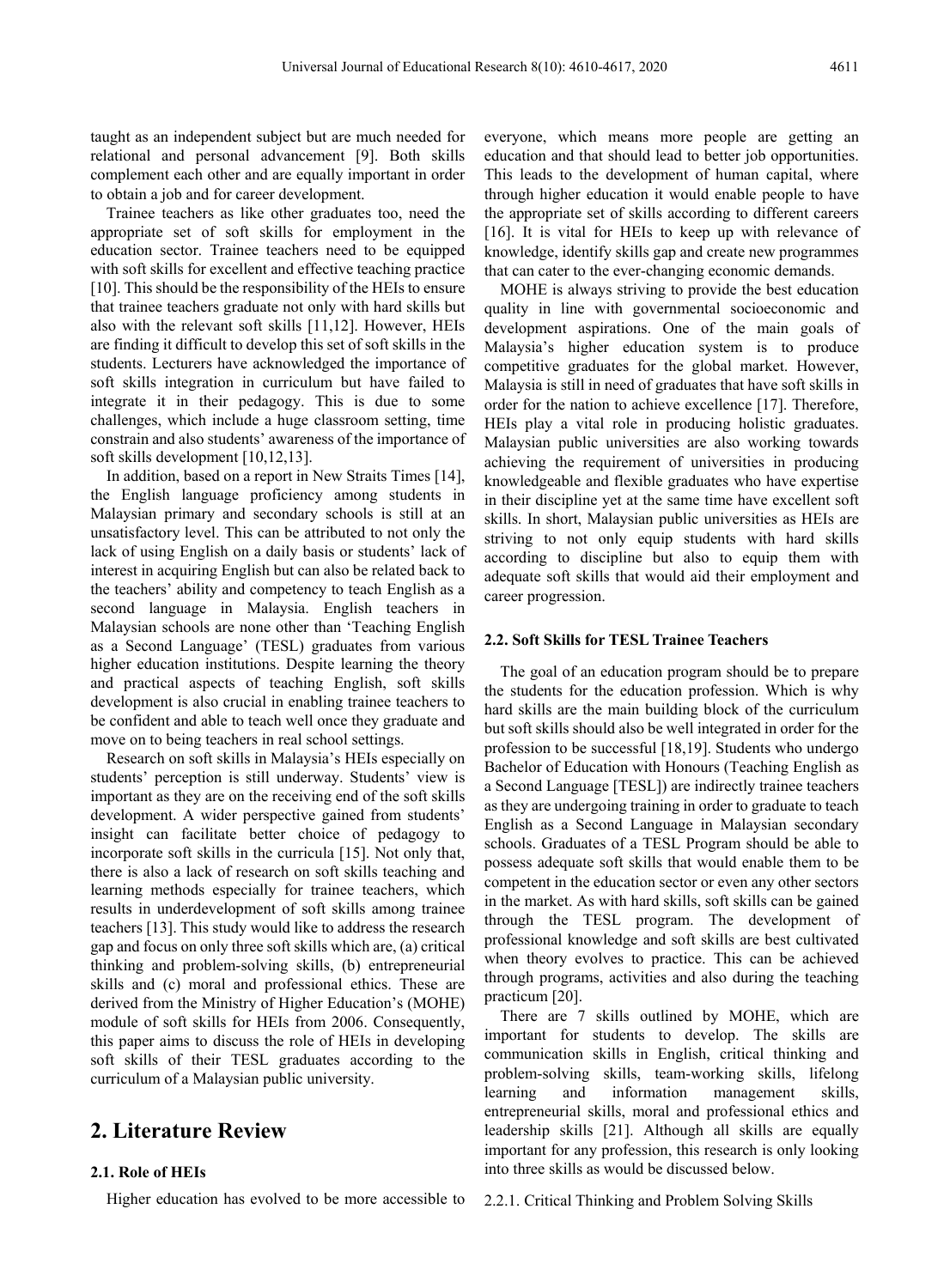taught as an independent subject but are much needed for relational and personal advancement [9]. Both skills complement each other and are equally important in order to obtain a job and for career development.

Trainee teachers as like other graduates too, need the appropriate set of soft skills for employment in the education sector. Trainee teachers need to be equipped with soft skills for excellent and effective teaching practice [10]. This should be the responsibility of the HEIs to ensure that trainee teachers graduate not only with hard skills but also with the relevant soft skills [11,12]. However, HEIs are finding it difficult to develop this set of soft skills in the students. Lecturers have acknowledged the importance of soft skills integration in curriculum but have failed to integrate it in their pedagogy. This is due to some challenges, which include a huge classroom setting, time constrain and also students' awareness of the importance of soft skills development [10,12,13].

In addition, based on a report in New Straits Times [14], the English language proficiency among students in Malaysian primary and secondary schools is still at an unsatisfactory level. This can be attributed to not only the lack of using English on a daily basis or students' lack of interest in acquiring English but can also be related back to the teachers' ability and competency to teach English as a second language in Malaysia. English teachers in Malaysian schools are none other than 'Teaching English as a Second Language' (TESL) graduates from various higher education institutions. Despite learning the theory and practical aspects of teaching English, soft skills development is also crucial in enabling trainee teachers to be confident and able to teach well once they graduate and move on to being teachers in real school settings.

Research on soft skills in Malaysia's HEIs especially on students' perception is still underway. Students' view is important as they are on the receiving end of the soft skills development. A wider perspective gained from students' insight can facilitate better choice of pedagogy to incorporate soft skills in the curricula [15]. Not only that, there is also a lack of research on soft skills teaching and learning methods especially for trainee teachers, which results in underdevelopment of soft skills among trainee teachers [13]. This study would like to address the research gap and focus on only three soft skills which are, (a) critical thinking and problem-solving skills, (b) entrepreneurial skills and (c) moral and professional ethics. These are derived from the Ministry of Higher Education's (MOHE) module of soft skills for HEIs from 2006. Consequently, this paper aims to discuss the role of HEIs in developing soft skills of their TESL graduates according to the curriculum of a Malaysian public university.

## 2. Literature Review

### 2.1. Role of HEIs

Higher education has evolved to be more accessible to everyone, which means more people are getting an education and that should lead to better job opportunities. This leads to the development of human capital, where through higher education it would enable people to have the appropriate set of skills according to different careers [16]. It is vital for HEIs to keep up with relevance of knowledge, identify skills gap and create new programmes that can cater to the ever-changing economic demands.

MOHE is always striving to provide the best education quality in line with governmental socioeconomic and development aspirations. One of the main goals of Malaysia's higher education system is to produce competitive graduates for the global market. However, Malaysia is still in need of graduates that have soft skills in order for the nation to achieve excellence [17]. Therefore, HEIs play a vital role in producing holistic graduates. Malaysian public universities are also working towards achieving the requirement of universities in producing knowledgeable and flexible graduates who have expertise in their discipline yet at the same time have excellent soft skills. In short, Malaysian public universities as HEIs are striving to not only equip students with hard skills according to discipline but also to equip them with adequate soft skills that would aid their employment and career progression.

### 2.2. Soft Skills for TESL Trainee Teachers

The goal of an education program should be to prepare the students for the education profession. Which is why hard skills are the main building block of the curriculum but soft skills should also be well integrated in order for the profession to be successful [18,19]. Students who undergo Bachelor of Education with Honours (Teaching English as a Second Language [TESL]) are indirectly trainee teachers as they are undergoing training in order to graduate to teach English as a Second Language in Malaysian secondary schools. Graduates of a TESL Program should be able to possess adequate soft skills that would enable them to be competent in the education sector or even any other sectors in the market. As with hard skills, soft skills can be gained through the TESL program. The development of professional knowledge and soft skills are best cultivated when theory evolves to practice. This can be achieved through programs, activities and also during the teaching practicum [20].

There are 7 skills outlined by MOHE, which are important for students to develop. The skills are communication skills in English, critical thinking and problem-solving skills, team-working skills, lifelong learning and information management skills, entrepreneurial skills, moral and professional ethics and leadership skills [21]. Although all skills are equally important for any profession, this research is only looking into three skills as would be discussed below.

#### 2.2.1. Critical Thinking and Problem Solving Skills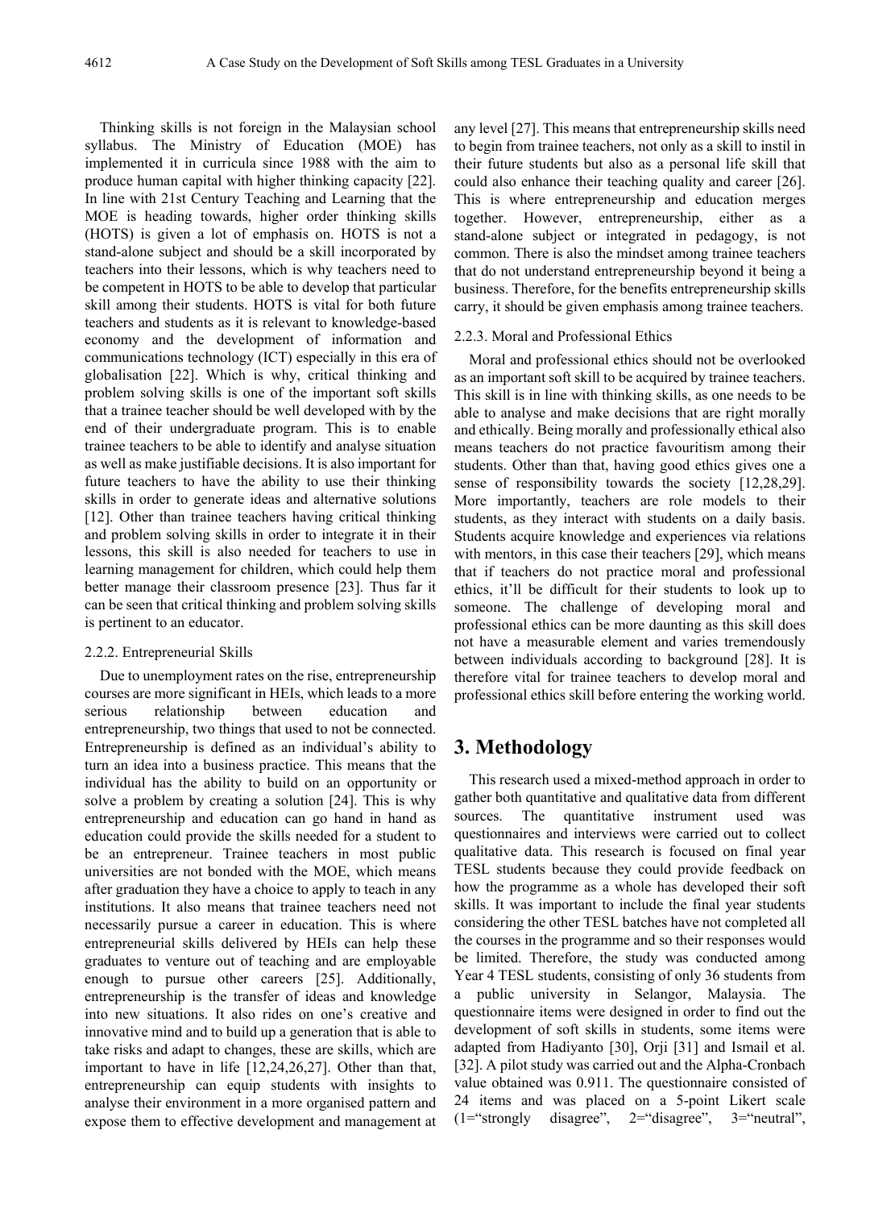Thinking skills is not foreign in the Malaysian school syllabus. The Ministry of Education (MOE) has implemented it in curricula since 1988 with the aim to produce human capital with higher thinking capacity [22]. In line with 21st Century Teaching and Learning that the MOE is heading towards, higher order thinking skills (HOTS) is given a lot of emphasis on. HOTS is not a stand-alone subject and should be a skill incorporated by teachers into their lessons, which is why teachers need to be competent in HOTS to be able to develop that particular skill among their students. HOTS is vital for both future teachers and students as it is relevant to knowledge-based economy and the development of information and communications technology (ICT) especially in this era of globalisation [22]. Which is why, critical thinking and problem solving skills is one of the important soft skills that a trainee teacher should be well developed with by the end of their undergraduate program. This is to enable trainee teachers to be able to identify and analyse situation as well as make justifiable decisions. It is also important for future teachers to have the ability to use their thinking skills in order to generate ideas and alternative solutions [12]. Other than trainee teachers having critical thinking and problem solving skills in order to integrate it in their lessons, this skill is also needed for teachers to use in learning management for children, which could help them better manage their classroom presence [23]. Thus far it can be seen that critical thinking and problem solving skills is pertinent to an educator.

#### 2.2.2. Entrepreneurial Skills

Due to unemployment rates on the rise, entrepreneurship courses are more significant in HEIs, which leads to a more serious relationship between education and entrepreneurship, two things that used to not be connected. Entrepreneurship is defined as an individual's ability to turn an idea into a business practice. This means that the individual has the ability to build on an opportunity or solve a problem by creating a solution [24]. This is why entrepreneurship and education can go hand in hand as education could provide the skills needed for a student to be an entrepreneur. Trainee teachers in most public universities are not bonded with the MOE, which means after graduation they have a choice to apply to teach in any institutions. It also means that trainee teachers need not necessarily pursue a career in education. This is where entrepreneurial skills delivered by HEIs can help these graduates to venture out of teaching and are employable enough to pursue other careers [25]. Additionally, entrepreneurship is the transfer of ideas and knowledge into new situations. It also rides on one's creative and innovative mind and to build up a generation that is able to take risks and adapt to changes, these are skills, which are important to have in life [12,24,26,27]. Other than that, entrepreneurship can equip students with insights to analyse their environment in a more organised pattern and expose them to effective development and management at any level [27]. This means that entrepreneurship skills need to begin from trainee teachers, not only as a skill to instil in their future students but also as a personal life skill that could also enhance their teaching quality and career [26]. This is where entrepreneurship and education merges together. However, entrepreneurship, either as a stand-alone subject or integrated in pedagogy, is not common. There is also the mindset among trainee teachers that do not understand entrepreneurship beyond it being a business. Therefore, for the benefits entrepreneurship skills carry, it should be given emphasis among trainee teachers.

#### 2.2.3. Moral and Professional Ethics

Moral and professional ethics should not be overlooked as an important soft skill to be acquired by trainee teachers. This skill is in line with thinking skills, as one needs to be able to analyse and make decisions that are right morally and ethically. Being morally and professionally ethical also means teachers do not practice favouritism among their students. Other than that, having good ethics gives one a sense of responsibility towards the society [12,28,29]. More importantly, teachers are role models to their students, as they interact with students on a daily basis. Students acquire knowledge and experiences via relations with mentors, in this case their teachers [29], which means that if teachers do not practice moral and professional ethics, it'll be difficult for their students to look up to someone. The challenge of developing moral and professional ethics can be more daunting as this skill does not have a measurable element and varies tremendously between individuals according to background [28]. It is therefore vital for trainee teachers to develop moral and professional ethics skill before entering the working world.

# 3. Methodology

This research used a mixed-method approach in order to gather both quantitative and qualitative data from different sources. The quantitative instrument used was questionnaires and interviews were carried out to collect qualitative data. This research is focused on final year TESL students because they could provide feedback on how the programme as a whole has developed their soft skills. It was important to include the final year students considering the other TESL batches have not completed all the courses in the programme and so their responses would be limited. Therefore, the study was conducted among Year 4 TESL students, consisting of only 36 students from a public university in Selangor, Malaysia. The questionnaire items were designed in order to find out the development of soft skills in students, some items were adapted from Hadiyanto [30], Orji [31] and Ismail et al. [32]. A pilot study was carried out and the Alpha-Cronbach value obtained was 0.911. The questionnaire consisted of 24 items and was placed on a 5-point Likert scale (1="strongly disagree", 2="disagree", 3="neutral",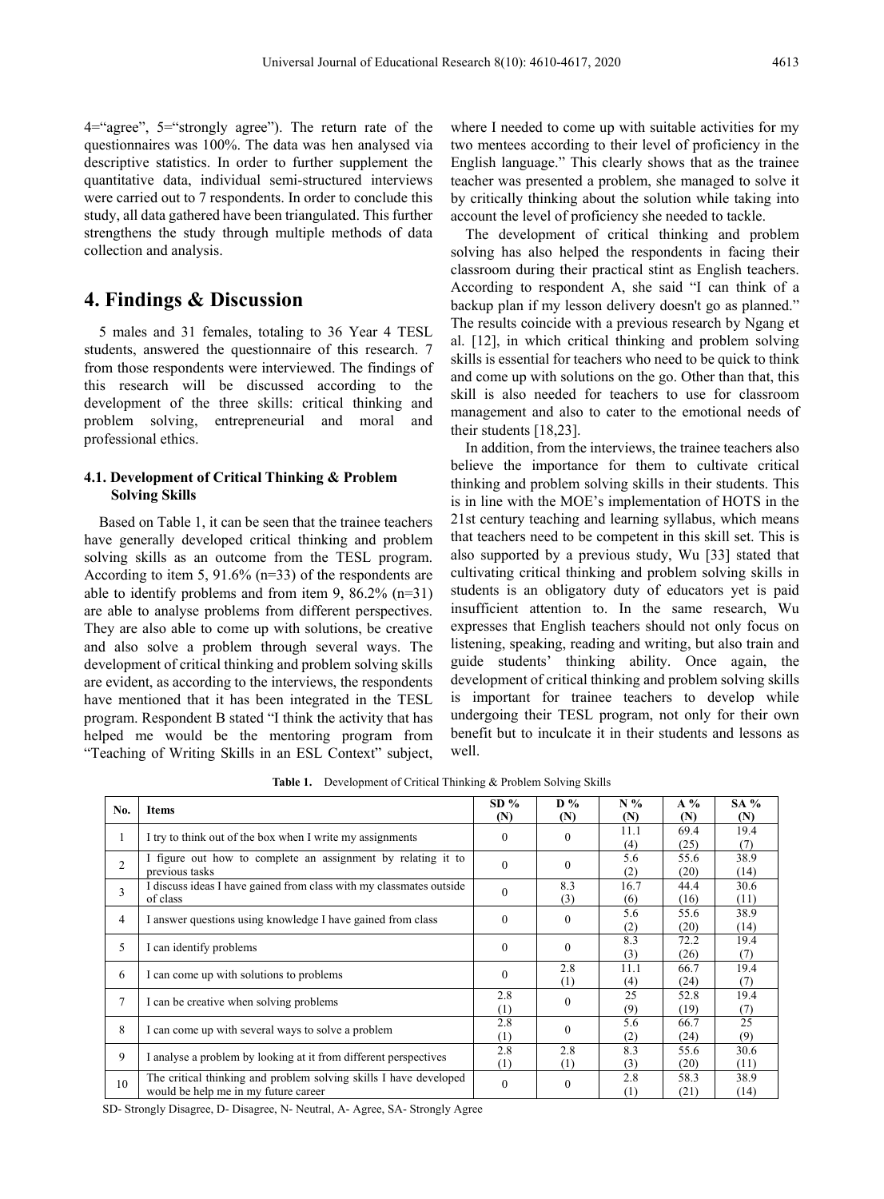4="agree", 5="strongly agree"). The return rate of the questionnaires was 100%. The data was hen analysed via descriptive statistics. In order to further supplement the quantitative data, individual semi-structured interviews were carried out to 7 respondents. In order to conclude this study, all data gathered have been triangulated. This further strengthens the study through multiple methods of data collection and analysis.

# 4. Findings & Discussion

5 males and 31 females, totaling to 36 Year 4 TESL students, answered the questionnaire of this research. 7 from those respondents were interviewed. The findings of this research will be discussed according to the development of the three skills: critical thinking and problem solving, entrepreneurial and moral and professional ethics.

## 4.1. Development of Critical Thinking & Problem Solving Skills

Based on Table 1, it can be seen that the trainee teachers have generally developed critical thinking and problem solving skills as an outcome from the TESL program. According to item 5, 91.6% (n=33) of the respondents are able to identify problems and from item 9, 86.2% (n=31) are able to analyse problems from different perspectives. They are also able to come up with solutions, be creative and also solve a problem through several ways. The development of critical thinking and problem solving skills are evident, as according to the interviews, the respondents have mentioned that it has been integrated in the TESL program. Respondent B stated "I think the activity that has helped me would be the mentoring program from "Teaching of Writing Skills in an ESL Context" subject, where I needed to come up with suitable activities for my two mentees according to their level of proficiency in the English language." This clearly shows that as the trainee teacher was presented a problem, she managed to solve it by critically thinking about the solution while taking into account the level of proficiency she needed to tackle.

The development of critical thinking and problem solving has also helped the respondents in facing their classroom during their practical stint as English teachers. According to respondent A, she said "I can think of a backup plan if my lesson delivery doesn't go as planned." The results coincide with a previous research by Ngang et al. [12], in which critical thinking and problem solving skills is essential for teachers who need to be quick to think and come up with solutions on the go. Other than that, this skill is also needed for teachers to use for classroom management and also to cater to the emotional needs of their students [18,23].

In addition, from the interviews, the trainee teachers also believe the importance for them to cultivate critical thinking and problem solving skills in their students. This is in line with the MOE's implementation of HOTS in the 21st century teaching and learning syllabus, which means that teachers need to be competent in this skill set. This is also supported by a previous study, Wu [33] stated that cultivating critical thinking and problem solving skills in students is an obligatory duty of educators yet is paid insufficient attention to. In the same research, Wu expresses that English teachers should not only focus on listening, speaking, reading and writing, but also train and guide students' thinking ability. Once again, the development of critical thinking and problem solving skills is important for trainee teachers to develop while undergoing their TESL program, not only for their own benefit but to inculcate it in their students and lessons as well.

**Table 1.** Development of Critical Thinking & Problem Solving Skills

| No. | Items | SD % (N) | D % (N) | N % (N) | A % (N) | SA % (N) |
|---|---|---|---|---|---|---|
| 1 | I try to think out of the box when I write my assignments | 0 | 0 | 11.1 (4) | 69.4 (25) | 19.4 (7) |
| 2 | I figure out how to complete an assignment by relating it to previous tasks | 0 | 0 | 5.6 (2) | 55.6 (20) | 38.9 (14) |
| 3 | I discuss ideas I have gained from class with my classmates outside of class | 0 | 8.3 (3) | 16.7 (6) | 44.4 (16) | 30.6 (11) |
| 4 | I answer questions using knowledge I have gained from class | 0 | 0 | 5.6 (2) | 55.6 (20) | 38.9 (14) |
| 5 | I can identify problems | 0 | 0 | 8.3 (3) | 72.2 (26) | 19.4 (7) |
| 6 | I can come up with solutions to problems | 0 | 2.8 (1) | 11.1 (4) | 66.7 (24) | 19.4 (7) |
| 7 | I can be creative when solving problems | 2.8 (1) | 0 | 25 (9) | 52.8 (19) | 19.4 (7) |
| 8 | I can come up with several ways to solve a problem | 2.8 (1) | 0 | 5.6 (2) | 66.7 (24) | 25 (9) |
| 9 | I analyse a problem by looking at it from different perspectives | 2.8 (1) | 2.8 (1) | 8.3 (3) | 55.6 (20) | 30.6 (11) |
| 10 | The critical thinking and problem solving skills I have developed would be help me in my future career | 0 | 0 | 2.8 (1) | 58.3 (21) | 38.9 (14) |

SD- Strongly Disagree, D- Disagree, N- Neutral, A- Agree, SA- Strongly Agree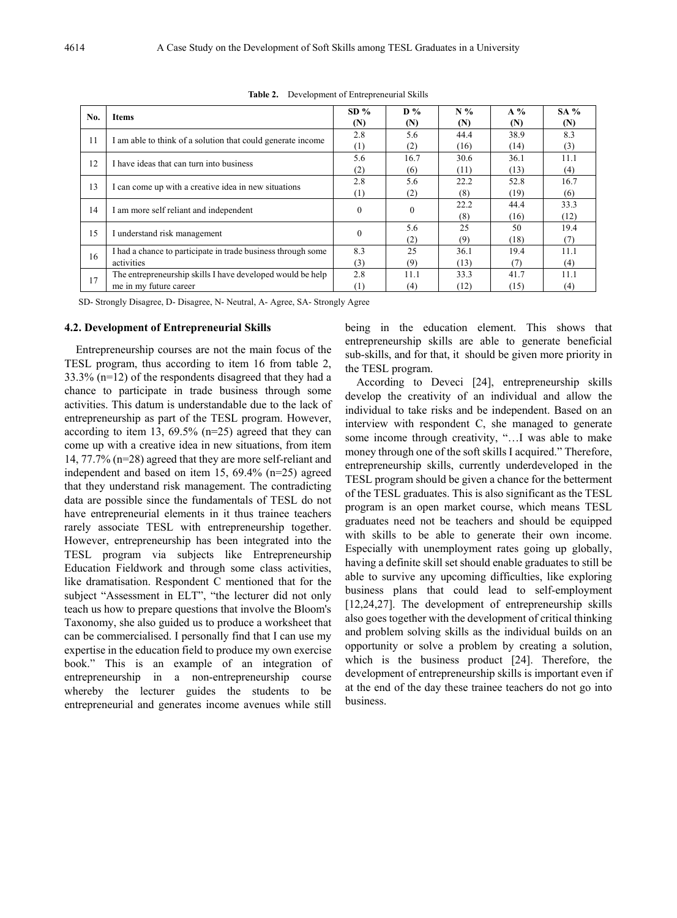**Table 2.** Development of Entrepreneurial Skills

| No. | Items | SD % (N) | D % (N) | N % (N) | A % (N) | SA % (N) |
|---|---|---|---|---|---|---|
| 11 | I am able to think of a solution that could generate income | 2.8 (1) | 5.6 (2) | 44.4 (16) | 38.9 (14) | 8.3 (3) |
| 12 | I have ideas that can turn into business | 5.6 (2) | 16.7 (6) | 30.6 (11) | 36.1 (13) | 11.1 (4) |
| 13 | I can come up with a creative idea in new situations | 2.8 (1) | 5.6 (2) | 22.2 (8) | 52.8 (19) | 16.7 (6) |
| 14 | I am more self reliant and independent | 0 | 0 | 22.2 (8) | 44.4 (16) | 33.3 (12) |
| 15 | I understand risk management | 0 | 5.6 (2) | 25 (9) | 50 (18) | 19.4 (7) |
| 16 | I had a chance to participate in trade business through some activities | 8.3 (3) | 25 (9) | 36.1 (13) | 19.4 (7) | 11.1 (4) |
| 17 | The entrepreneurship skills I have developed would be help me in my future career | 2.8 (1) | 11.1 (4) | 33.3 (12) | 41.7 (15) | 11.1 (4) |

SD- Strongly Disagree, D- Disagree, N- Neutral, A- Agree, SA- Strongly Agree

### 4.2. Development of Entrepreneurial Skills

Entrepreneurship courses are not the main focus of the TESL program, thus according to item 16 from table 2, 33.3% (n=12) of the respondents disagreed that they had a chance to participate in trade business through some activities. This datum is understandable due to the lack of entrepreneurship as part of the TESL program. However, according to item 13, 69.5% (n=25) agreed that they can come up with a creative idea in new situations, from item 14, 77.7% (n=28) agreed that they are more self-reliant and independent and based on item 15, 69.4% (n=25) agreed that they understand risk management. The contradicting data are possible since the fundamentals of TESL do not have entrepreneurial elements in it thus trainee teachers rarely associate TESL with entrepreneurship together. However, entrepreneurship has been integrated into the TESL program via subjects like Entrepreneurship Education Fieldwork and through some class activities, like dramatisation. Respondent C mentioned that for the subject "Assessment in ELT", "the lecturer did not only teach us how to prepare questions that involve the Bloom's Taxonomy, she also guided us to produce a worksheet that can be commercialised. I personally find that I can use my expertise in the education field to produce my own exercise book." This is an example of an integration of entrepreneurship in a non-entrepreneurship course whereby the lecturer guides the students to be entrepreneurial and generates income avenues while still being in the education element. This shows that entrepreneurship skills are able to generate beneficial sub-skills, and for that, it should be given more priority in the TESL program.

According to Deveci [24], entrepreneurship skills develop the creativity of an individual and allow the individual to take risks and be independent. Based on an interview with respondent C, she managed to generate some income through creativity, "…I was able to make money through one of the soft skills I acquired." Therefore, entrepreneurship skills, currently underdeveloped in the TESL program should be given a chance for the betterment of the TESL graduates. This is also significant as the TESL program is an open market course, which means TESL graduates need not be teachers and should be equipped with skills to be able to generate their own income. Especially with unemployment rates going up globally, having a definite skill set should enable graduates to still be able to survive any upcoming difficulties, like exploring business plans that could lead to self-employment [12,24,27]. The development of entrepreneurship skills also goes together with the development of critical thinking and problem solving skills as the individual builds on an opportunity or solve a problem by creating a solution, which is the business product [24]. Therefore, the development of entrepreneurship skills is important even if at the end of the day these trainee teachers do not go into business.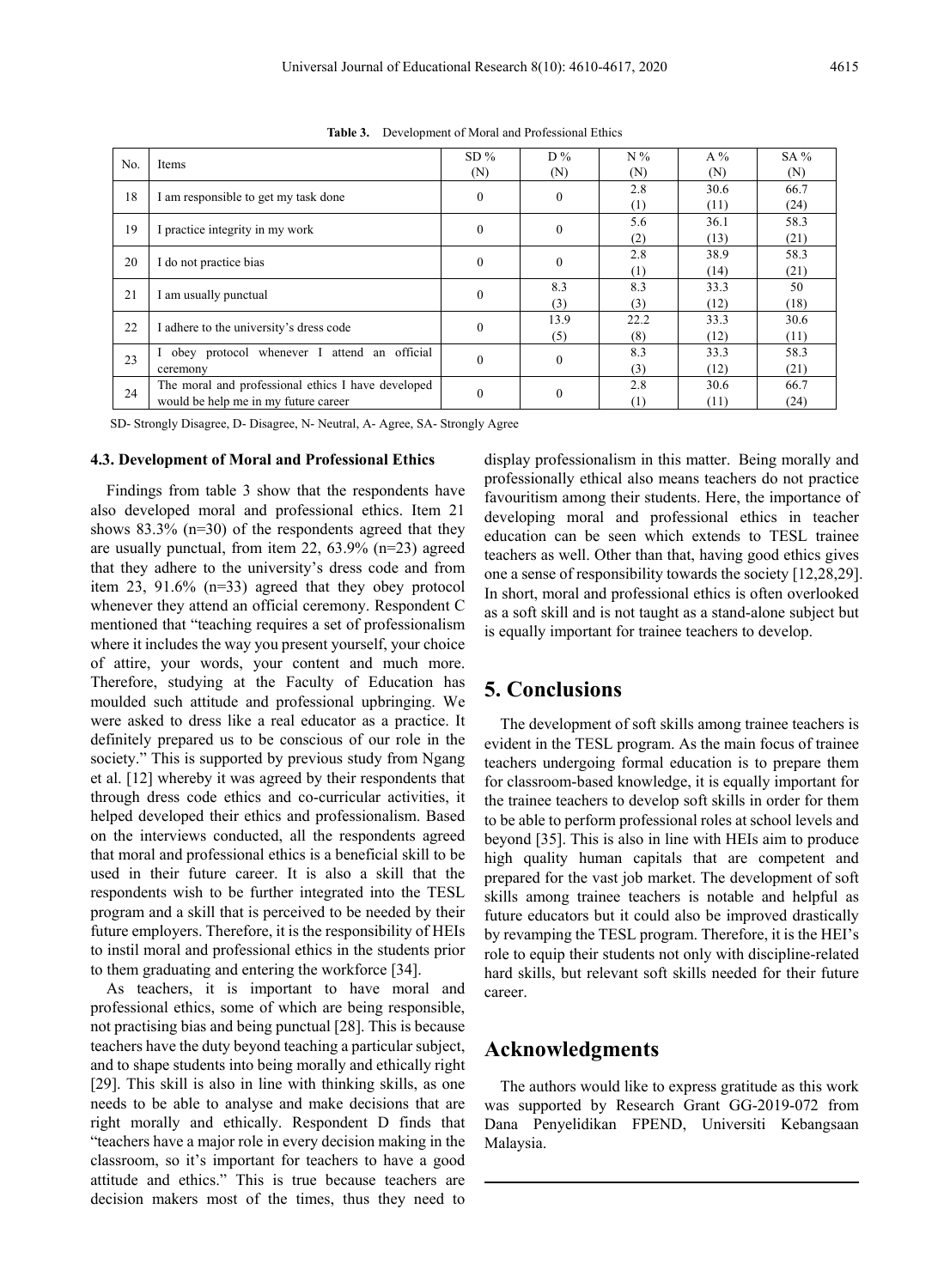**Table 3.** Development of Moral and Professional Ethics

| No. | Items | SD % (N) | D % (N) | N % (N) | A % (N) | SA % (N) |
|---|---|---|---|---|---|---|
| 18 | I am responsible to get my task done | 0 | 0 | 2.8 (1) | 30.6 (11) | 66.7 (24) |
| 19 | I practice integrity in my work | 0 | 0 | 5.6 (2) | 36.1 (13) | 58.3 (21) |
| 20 | I do not practice bias | 0 | 0 | 2.8 (1) | 38.9 (14) | 58.3 (21) |
| 21 | I am usually punctual | 0 | 8.3 (3) | 8.3 (3) | 33.3 (12) | 50 (18) |
| 22 | I adhere to the university's dress code | 0 | 13.9 (5) | 22.2 (8) | 33.3 (12) | 30.6 (11) |
| 23 | I obey protocol whenever I attend an official ceremony | 0 | 0 | 8.3 (3) | 33.3 (12) | 58.3 (21) |
| 24 | The moral and professional ethics I have developed would be help me in my future career | 0 | 0 | 2.8 (1) | 30.6 (11) | 66.7 (24) |

SD- Strongly Disagree, D- Disagree, N- Neutral, A- Agree, SA- Strongly Agree

### 4.3. Development of Moral and Professional Ethics

Findings from table 3 show that the respondents have also developed moral and professional ethics. Item 21 shows 83.3% (n=30) of the respondents agreed that they are usually punctual, from item 22, 63.9% (n=23) agreed that they adhere to the university's dress code and from item 23, 91.6% (n=33) agreed that they obey protocol whenever they attend an official ceremony. Respondent C mentioned that "teaching requires a set of professionalism where it includes the way you present yourself, your choice of attire, your words, your content and much more. Therefore, studying at the Faculty of Education has moulded such attitude and professional upbringing. We were asked to dress like a real educator as a practice. It definitely prepared us to be conscious of our role in the society." This is supported by previous study from Ngang et al. [12] whereby it was agreed by their respondents that through dress code ethics and co-curricular activities, it helped developed their ethics and professionalism. Based on the interviews conducted, all the respondents agreed that moral and professional ethics is a beneficial skill to be used in their future career. It is also a skill that the respondents wish to be further integrated into the TESL program and a skill that is perceived to be needed by their future employers. Therefore, it is the responsibility of HEIs to instil moral and professional ethics in the students prior to them graduating and entering the workforce [34].

As teachers, it is important to have moral and professional ethics, some of which are being responsible, not practising bias and being punctual [28]. This is because teachers have the duty beyond teaching a particular subject, and to shape students into being morally and ethically right [29]. This skill is also in line with thinking skills, as one needs to be able to analyse and make decisions that are right morally and ethically. Respondent D finds that "teachers have a major role in every decision making in the classroom, so it's important for teachers to have a good attitude and ethics." This is true because teachers are decision makers most of the times, thus they need to display professionalism in this matter. Being morally and professionally ethical also means teachers do not practice favouritism among their students. Here, the importance of developing moral and professional ethics in teacher education can be seen which extends to TESL trainee teachers as well. Other than that, having good ethics gives one a sense of responsibility towards the society [12,28,29]. In short, moral and professional ethics is often overlooked as a soft skill and is not taught as a stand-alone subject but is equally important for trainee teachers to develop.

## 5. Conclusions

The development of soft skills among trainee teachers is evident in the TESL program. As the main focus of trainee teachers undergoing formal education is to prepare them for classroom-based knowledge, it is equally important for the trainee teachers to develop soft skills in order for them to be able to perform professional roles at school levels and beyond [35]. This is also in line with HEIs aim to produce high quality human capitals that are competent and prepared for the vast job market. The development of soft skills among trainee teachers is notable and helpful as future educators but it could also be improved drastically by revamping the TESL program. Therefore, it is the HEI's role to equip their students not only with discipline-related hard skills, but relevant soft skills needed for their future career.

## Acknowledgments

The authors would like to express gratitude as this work was supported by Research Grant GG-2019-072 from Dana Penyelidikan FPEND, Universiti Kebangsaan Malaysia.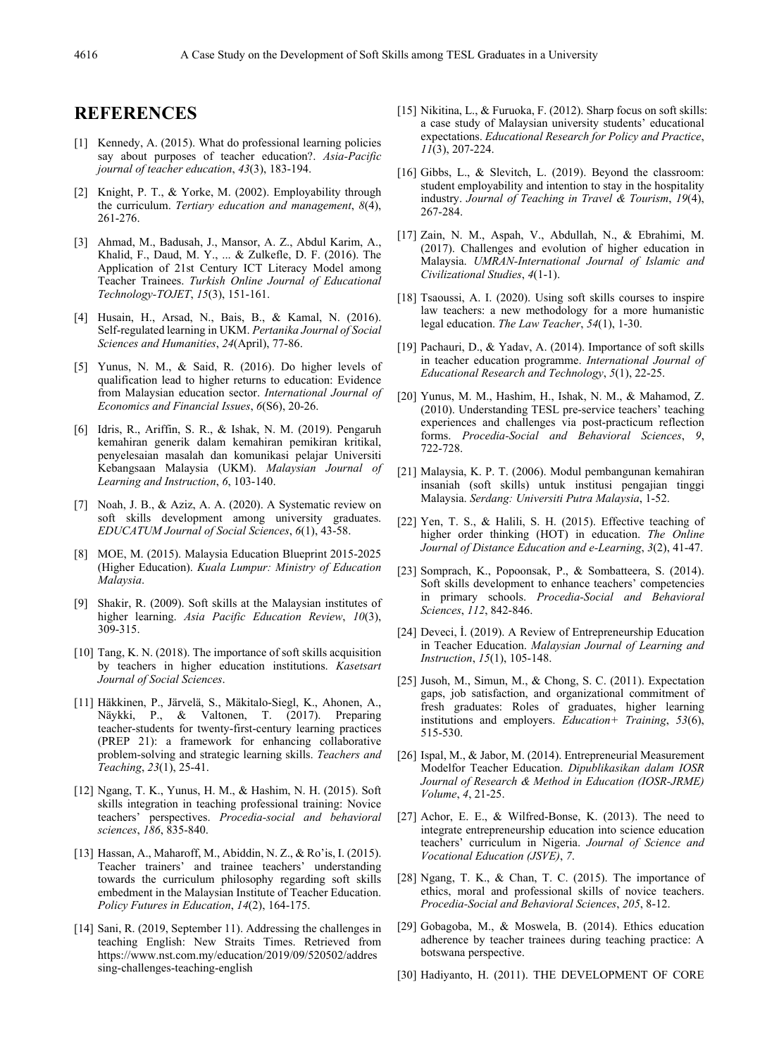# REFERENCES

[1] Kennedy, A. (2015). What do professional learning policies say about purposes of teacher education?. *Asia-Pacific journal of teacher education*, *43*(3), 183-194.

[2] Knight, P. T., & Yorke, M. (2002). Employability through the curriculum. *Tertiary education and management*, *8*(4), 261-276.

[3] Ahmad, M., Badusah, J., Mansor, A. Z., Abdul Karim, A., Khalid, F., Daud, M. Y., ... & Zulkefle, D. F. (2016). The Application of 21st Century ICT Literacy Model among Teacher Trainees. *Turkish Online Journal of Educational Technology-TOJET*, *15*(3), 151-161.

[4] Husain, H., Arsad, N., Bais, B., & Kamal, N. (2016). Self-regulated learning in UKM. *Pertanika Journal of Social Sciences and Humanities*, *24*(April), 77-86.

[5] Yunus, N. M., & Said, R. (2016). Do higher levels of qualification lead to higher returns to education: Evidence from Malaysian education sector. *International Journal of Economics and Financial Issues*, *6*(S6), 20-26.

[6] Idris, R., Ariffin, S. R., & Ishak, N. M. (2019). Pengaruh kemahiran generik dalam kemahiran pemikiran kritikal, penyelesaian masalah dan komunikasi pelajar Universiti Kebangsaan Malaysia (UKM). *Malaysian Journal of Learning and Instruction*, *6*, 103-140.

[7] Noah, J. B., & Aziz, A. A. (2020). A Systematic review on soft skills development among university graduates. *EDUCATUM Journal of Social Sciences*, *6*(1), 43-58.

[8] MOE, M. (2015). Malaysia Education Blueprint 2015-2025 (Higher Education). *Kuala Lumpur: Ministry of Education Malaysia*.

[9] Shakir, R. (2009). Soft skills at the Malaysian institutes of higher learning. *Asia Pacific Education Review*, *10*(3), 309-315.

[10] Tang, K. N. (2018). The importance of soft skills acquisition by teachers in higher education institutions. *Kasetsart Journal of Social Sciences*.

[11] Häkkinen, P., Järvelä, S., Mäkitalo-Siegl, K., Ahonen, A., Näykki, P., & Valtonen, T. (2017). Preparing teacher-students for twenty-first-century learning practices (PREP 21): a framework for enhancing collaborative problem-solving and strategic learning skills. *Teachers and Teaching*, *23*(1), 25-41.

[12] Ngang, T. K., Yunus, H. M., & Hashim, N. H. (2015). Soft skills integration in teaching professional training: Novice teachers' perspectives. *Procedia-social and behavioral sciences*, *186*, 835-840.

[13] Hassan, A., Maharoff, M., Abiddin, N. Z., & Ro'is, I. (2015). Teacher trainers' and trainee teachers' understanding towards the curriculum philosophy regarding soft skills embedment in the Malaysian Institute of Teacher Education. *Policy Futures in Education*, *14*(2), 164-175.

[14] Sani, R. (2019, September 11). Addressing the challenges in teaching English: New Straits Times. Retrieved from https://www.nst.com.my/education/2019/09/520502/addressing-challenges-teaching-english

[15] Nikitina, L., & Furuoka, F. (2012). Sharp focus on soft skills: a case study of Malaysian university students' educational expectations. *Educational Research for Policy and Practice*, *11*(3), 207-224.

[16] Gibbs, L., & Slevitch, L. (2019). Beyond the classroom: student employability and intention to stay in the hospitality industry. *Journal of Teaching in Travel & Tourism*, *19*(4), 267-284.

[17] Zain, N. M., Aspah, V., Abdullah, N., & Ebrahimi, M. (2017). Challenges and evolution of higher education in Malaysia. *UMRAN-International Journal of Islamic and Civilizational Studies*, *4*(1-1).

[18] Tsaoussi, A. I. (2020). Using soft skills courses to inspire law teachers: a new methodology for a more humanistic legal education. *The Law Teacher*, *54*(1), 1-30.

[19] Pachauri, D., & Yadav, A. (2014). Importance of soft skills in teacher education programme. *International Journal of Educational Research and Technology*, *5*(1), 22-25.

[20] Yunus, M. M., Hashim, H., Ishak, N. M., & Mahamod, Z. (2010). Understanding TESL pre-service teachers' teaching experiences and challenges via post-practicum reflection forms. *Procedia-Social and Behavioral Sciences*, *9*, 722-728.

[21] Malaysia, K. P. T. (2006). Modul pembangunan kemahiran insaniah (soft skills) untuk institusi pengajian tinggi Malaysia. *Serdang: Universiti Putra Malaysia*, 1-52.

[22] Yen, T. S., & Halili, S. H. (2015). Effective teaching of higher order thinking (HOT) in education. *The Online Journal of Distance Education and e-Learning*, *3*(2), 41-47.

[23] Somprach, K., Popoonsak, P., & Sombatteera, S. (2014). Soft skills development to enhance teachers' competencies in primary schools. *Procedia-Social and Behavioral Sciences*, *112*, 842-846.

[24] Deveci, İ. (2019). A Review of Entrepreneurship Education in Teacher Education. *Malaysian Journal of Learning and Instruction*, *15*(1), 105-148.

[25] Jusoh, M., Simun, M., & Chong, S. C. (2011). Expectation gaps, job satisfaction, and organizational commitment of fresh graduates: Roles of graduates, higher learning institutions and employers. *Education+ Training*, *53*(6), 515-530.

[26] Ispal, M., & Jabor, M. (2014). Entrepreneurial Measurement Modelfor Teacher Education. *Dipublikasikan dalam IOSR Journal of Research & Method in Education (IOSR-JRME) Volume*, *4*, 21-25.

[27] Achor, E. E., & Wilfred-Bonse, K. (2013). The need to integrate entrepreneurship education into science education teachers' curriculum in Nigeria. *Journal of Science and Vocational Education (JSVE)*, *7*.

[28] Ngang, T. K., & Chan, T. C. (2015). The importance of ethics, moral and professional skills of novice teachers. *Procedia-Social and Behavioral Sciences*, *205*, 8-12.

[29] Gobagoba, M., & Moswela, B. (2014). Ethics education adherence by teacher trainees during teaching practice: A botswana perspective.

[30] Hadiyanto, H. (2011). THE DEVELOPMENT OF CORE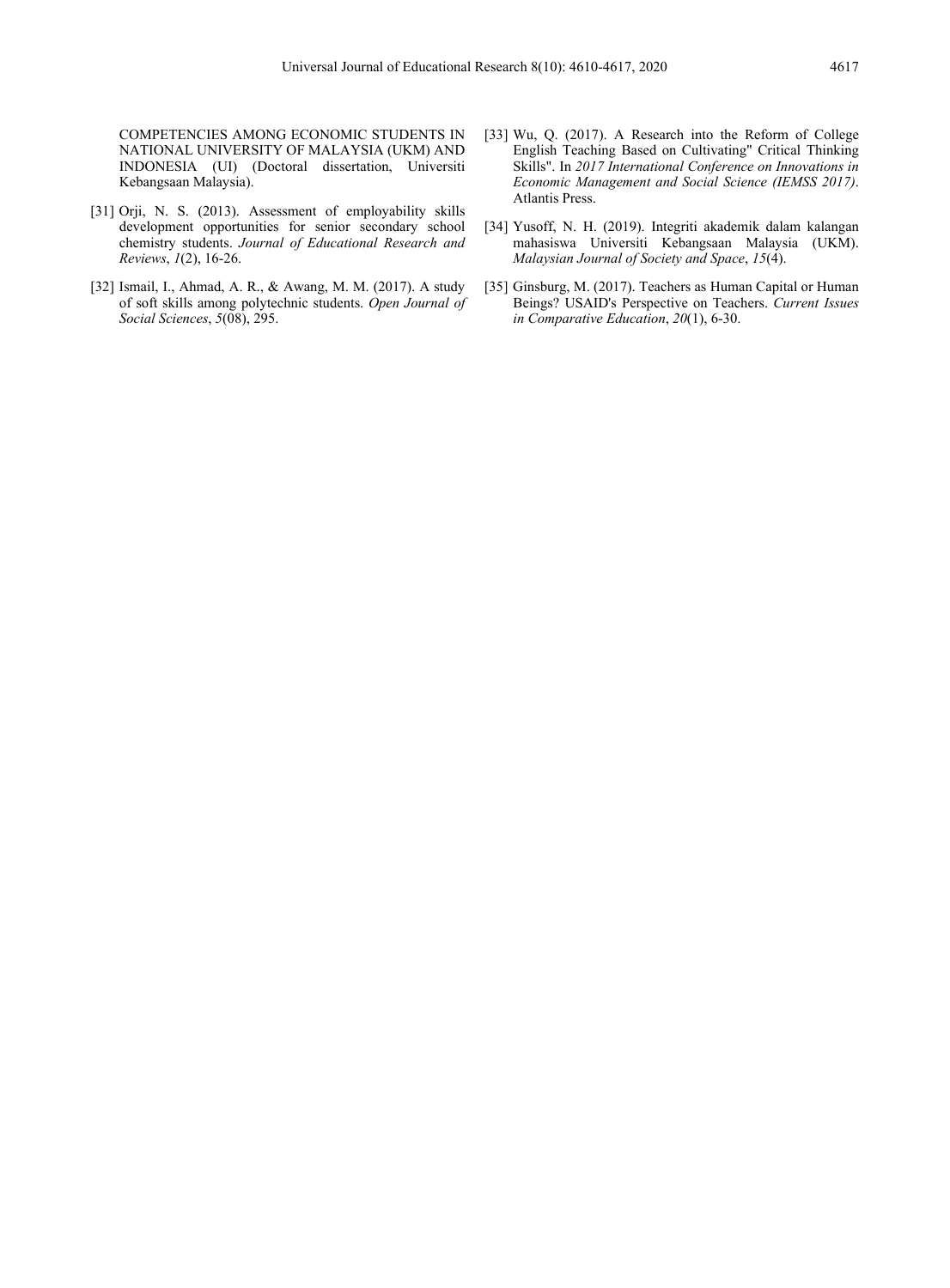COMPETENCIES AMONG ECONOMIC STUDENTS IN NATIONAL UNIVERSITY OF MALAYSIA (UKM) AND INDONESIA (UI) (Doctoral dissertation, Universiti Kebangsaan Malaysia).

[31] Orji, N. S. (2013). Assessment of employability skills development opportunities for senior secondary school chemistry students. *Journal of Educational Research and Reviews*, *1*(2), 16-26.

[32] Ismail, I., Ahmad, A. R., & Awang, M. M. (2017). A study of soft skills among polytechnic students. *Open Journal of Social Sciences*, *5*(08), 295.

[33] Wu, Q. (2017). A Research into the Reform of College English Teaching Based on Cultivating" Critical Thinking Skills". In *2017 International Conference on Innovations in Economic Management and Social Science (IEMSS 2017)*. Atlantis Press.

[34] Yusoff, N. H. (2019). Integriti akademik dalam kalangan mahasiswa Universiti Kebangsaan Malaysia (UKM). *Malaysian Journal of Society and Space*, *15*(4).

[35] Ginsburg, M. (2017). Teachers as Human Capital or Human Beings? USAID's Perspective on Teachers. *Current Issues in Comparative Education*, *20*(1), 6-30.